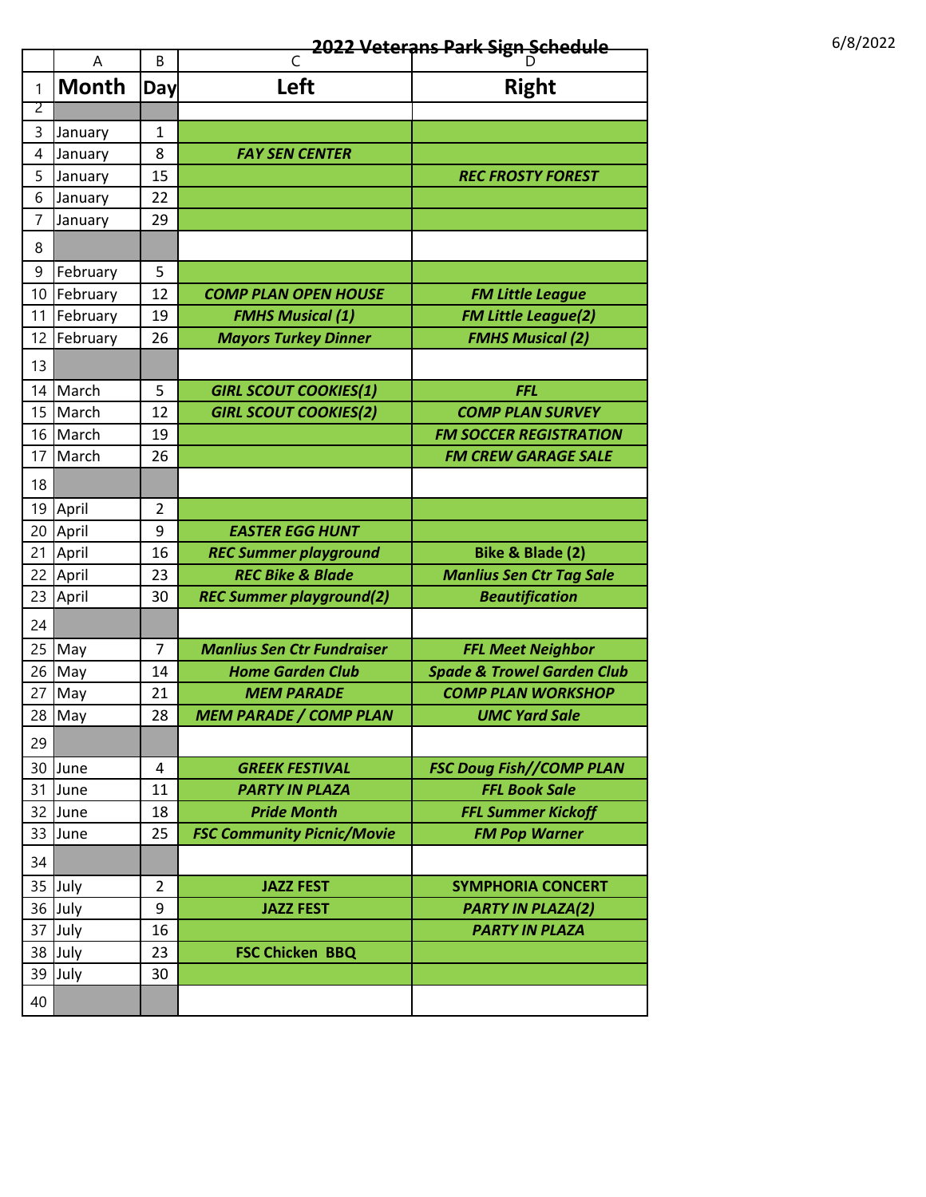# 2022 Veterans Park Sign Schedule

6/8/2022

| | A | B | C | D |
|---|---|---|---|---|
| 1 | **Month** | **Day** | **Left** | **Right** |
| 2 | | | | |
| 3 | January | 1 | | |
| 4 | January | 8 | ***FAY SEN CENTER*** | |
| 5 | January | 15 | | ***REC FROSTY FOREST*** |
| 6 | January | 22 | | |
| 7 | January | 29 | | |
| 8 | | | | |
| 9 | February | 5 | | |
| 10 | February | 12 | ***COMP PLAN OPEN HOUSE*** | ***FM Little League*** |
| 11 | February | 19 | ***FMHS Musical (1)*** | ***FM Little League(2)*** |
| 12 | February | 26 | ***Mayors Turkey Dinner*** | ***FMHS Musical (2)*** |
| 13 | | | | |
| 14 | March | 5 | ***GIRL SCOUT COOKIES(1)*** | ***FFL*** |
| 15 | March | 12 | ***GIRL SCOUT COOKIES(2)*** | ***COMP PLAN SURVEY*** |
| 16 | March | 19 | | ***FM SOCCER REGISTRATION*** |
| 17 | March | 26 | | ***FM CREW GARAGE SALE*** |
| 18 | | | | |
| 19 | April | 2 | | |
| 20 | April | 9 | ***EASTER EGG HUNT*** | |
| 21 | April | 16 | ***REC Summer playground*** | **Bike & Blade (2)** |
| 22 | April | 23 | ***REC Bike & Blade*** | ***Manlius Sen Ctr Tag Sale*** |
| 23 | April | 30 | ***REC Summer playground(2)*** | ***Beautification*** |
| 24 | | | | |
| 25 | May | 7 | ***Manlius Sen Ctr Fundraiser*** | ***FFL Meet Neighbor*** |
| 26 | May | 14 | ***Home Garden Club*** | ***Spade & Trowel Garden Club*** |
| 27 | May | 21 | ***MEM PARADE*** | ***COMP PLAN WORKSHOP*** |
| 28 | May | 28 | ***MEM PARADE / COMP PLAN*** | ***UMC Yard Sale*** |
| 29 | | | | |
| 30 | June | 4 | ***GREEK FESTIVAL*** | ***FSC Doug Fish//COMP PLAN*** |
| 31 | June | 11 | ***PARTY IN PLAZA*** | ***FFL Book Sale*** |
| 32 | June | 18 | ***Pride Month*** | ***FFL Summer Kickoff*** |
| 33 | June | 25 | ***FSC Community Picnic/Movie*** | ***FM Pop Warner*** |
| 34 | | | | |
| 35 | July | 2 | **JAZZ FEST** | **SYMPHORIA CONCERT** |
| 36 | July | 9 | **JAZZ FEST** | ***PARTY IN PLAZA(2)*** |
| 37 | July | 16 | | ***PARTY IN PLAZA*** |
| 38 | July | 23 | **FSC Chicken BBQ** | |
| 39 | July | 30 | | |
| 40 | | | | |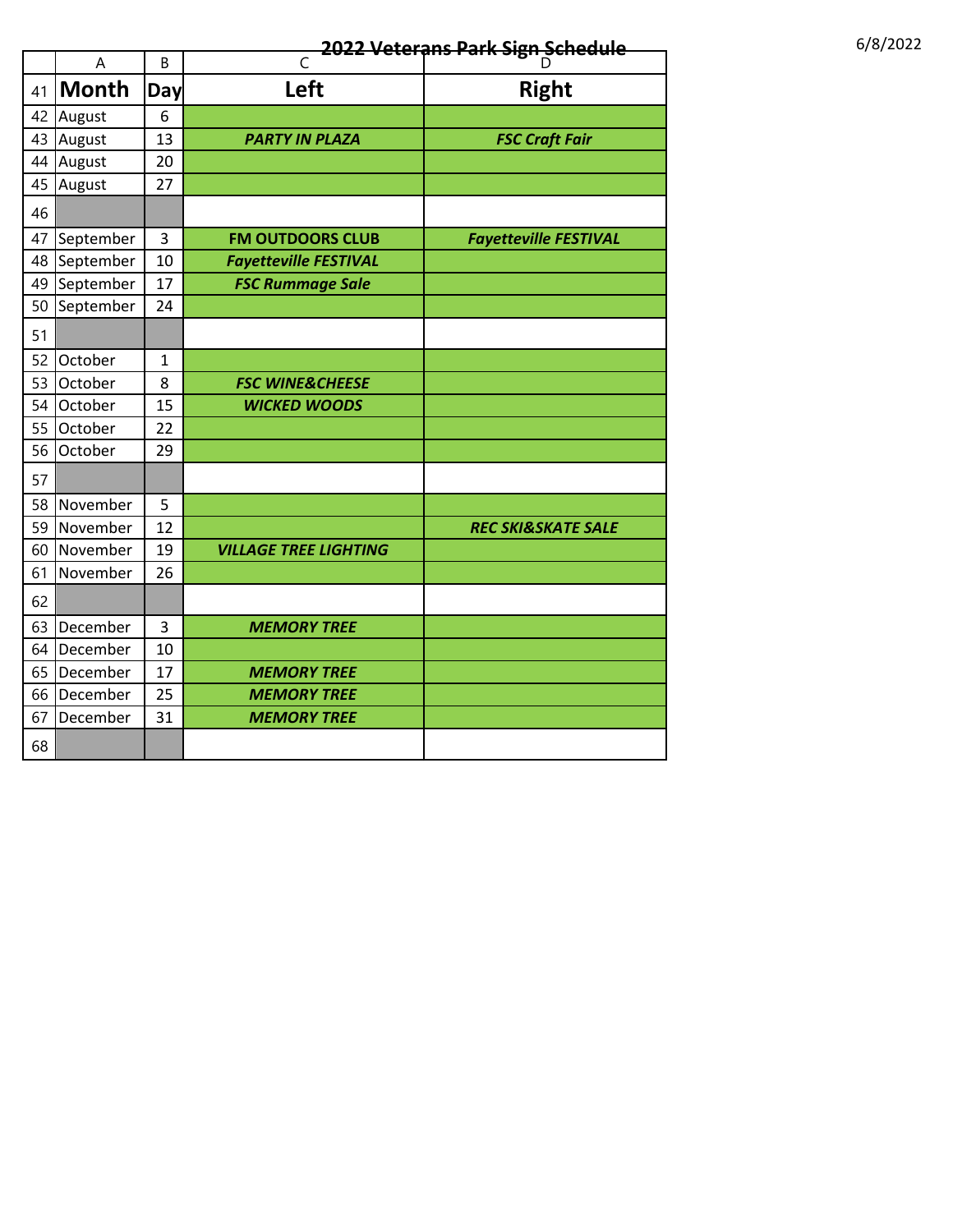# 2022 Veterans Park Sign Schedule

6/8/2022

| | A | B | C | D |
|---|---|---|---|---|
| 41 | **Month** | **Day** | **Left** | **Right** |
| 42 | August | 6 | | |
| 43 | August | 13 | ***PARTY IN PLAZA*** | ***FSC Craft Fair*** |
| 44 | August | 20 | | |
| 45 | August | 27 | | |
| 46 | | | | |
| 47 | September | 3 | **FM OUTDOORS CLUB** | ***Fayetteville FESTIVAL*** |
| 48 | September | 10 | ***Fayetteville FESTIVAL*** | |
| 49 | September | 17 | ***FSC Rummage Sale*** | |
| 50 | September | 24 | | |
| 51 | | | | |
| 52 | October | 1 | | |
| 53 | October | 8 | ***FSC WINE&CHEESE*** | |
| 54 | October | 15 | ***WICKED WOODS*** | |
| 55 | October | 22 | | |
| 56 | October | 29 | | |
| 57 | | | | |
| 58 | November | 5 | | |
| 59 | November | 12 | | ***REC SKI&SKATE SALE*** |
| 60 | November | 19 | ***VILLAGE TREE LIGHTING*** | |
| 61 | November | 26 | | |
| 62 | | | | |
| 63 | December | 3 | ***MEMORY TREE*** | |
| 64 | December | 10 | | |
| 65 | December | 17 | ***MEMORY TREE*** | |
| 66 | December | 25 | ***MEMORY TREE*** | |
| 67 | December | 31 | ***MEMORY TREE*** | |
| 68 | | | | |